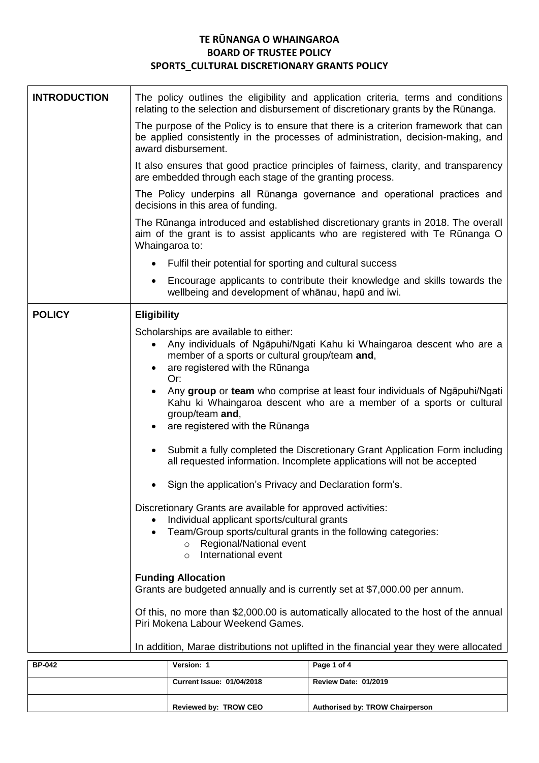# TE RŪNANGA O WHAINGAROA
## BOARD OF TRUSTEE POLICY
## SPORTS_CULTURAL DISCRETIONARY GRANTS POLICY

## INTRODUCTION

The policy outlines the eligibility and application criteria, terms and conditions relating to the selection and disbursement of discretionary grants by the Rūnanga.

The purpose of the Policy is to ensure that there is a criterion framework that can be applied consistently in the processes of administration, decision-making, and award disbursement.

It also ensures that good practice principles of fairness, clarity, and transparency are embedded through each stage of the granting process.

The Policy underpins all Rūnanga governance and operational practices and decisions in this area of funding.

The Rūnanga introduced and established discretionary grants in 2018. The overall aim of the grant is to assist applicants who are registered with Te Rūnanga O Whaingaroa to:

- Fulfil their potential for sporting and cultural success
- Encourage applicants to contribute their knowledge and skills towards the wellbeing and development of whānau, hapū and iwi.

## POLICY

**Eligibility**

Scholarships are available to either:

- Any individuals of Ngāpuhi/Ngati Kahu ki Whaingaroa descent who are a member of a sports or cultural group/team **and**,
- are registered with the Rūnanga

  Or:
- Any **group** or **team** who comprise at least four individuals of Ngāpuhi/Ngati Kahu ki Whaingaroa descent who are a member of a sports or cultural group/team **and**,
- are registered with the Rūnanga

- Submit a fully completed the Discretionary Grant Application Form including all requested information. Incomplete applications will not be accepted

- Sign the application's Privacy and Declaration form's.

Discretionary Grants are available for approved activities:

- Individual applicant sports/cultural grants
- Team/Group sports/cultural grants in the following categories:
  - Regional/National event
  - International event

**Funding Allocation**

Grants are budgeted annually and is currently set at $7,000.00 per annum.

Of this, no more than $2,000.00 is automatically allocated to the host of the annual Piri Mokena Labour Weekend Games.

In addition, Marae distributions not uplifted in the financial year they were allocated

| BP-042 | Version: 1 | Page 1 of 4 |
|---|---|---|
| | Current Issue: 01/04/2018 | Review Date: 01/2019 |
| | Reviewed by: TROW CEO | Authorised by: TROW Chairperson |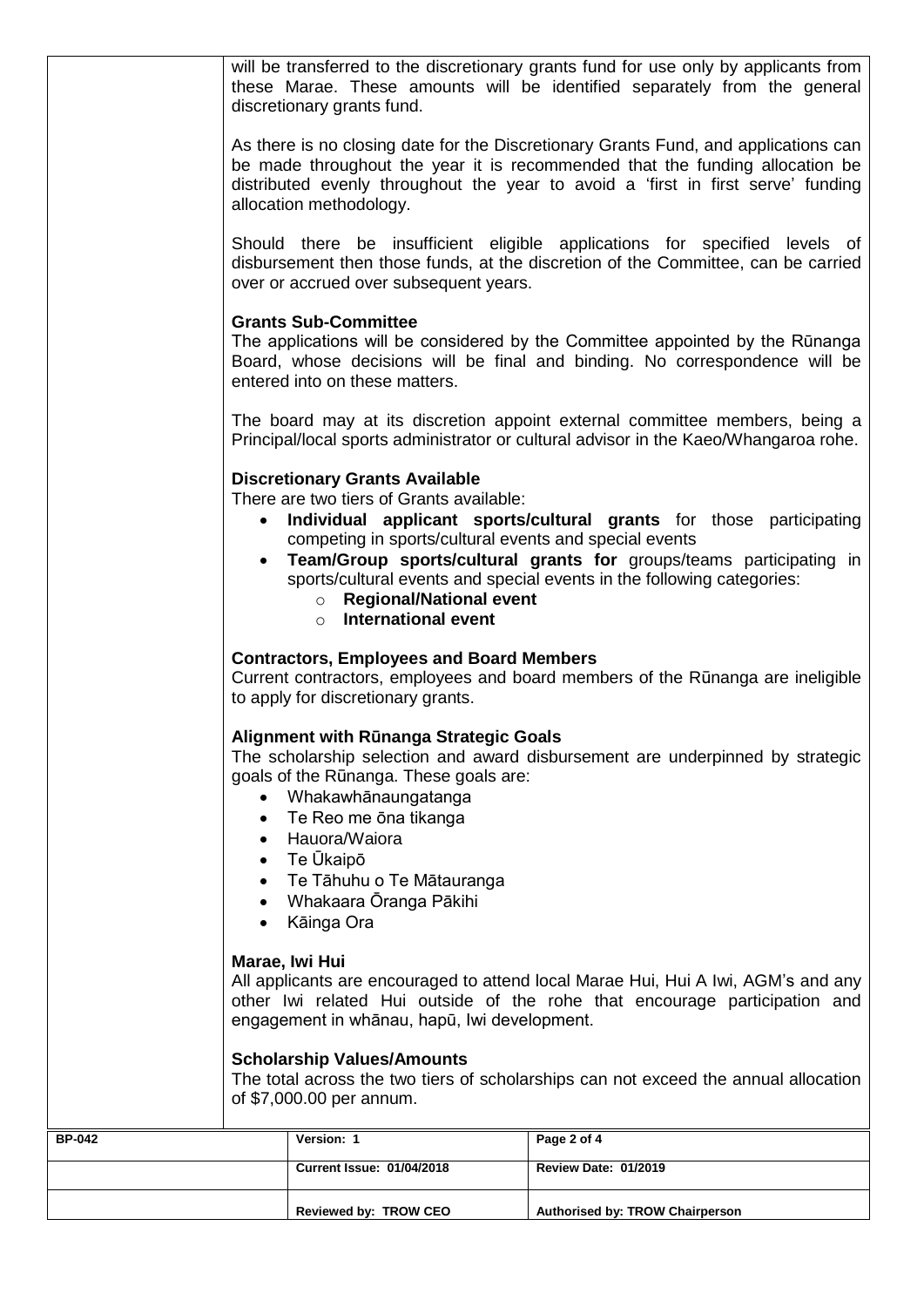will be transferred to the discretionary grants fund for use only by applicants from these Marae. These amounts will be identified separately from the general discretionary grants fund.

As there is no closing date for the Discretionary Grants Fund, and applications can be made throughout the year it is recommended that the funding allocation be distributed evenly throughout the year to avoid a 'first in first serve' funding allocation methodology.

Should there be insufficient eligible applications for specified levels of disbursement then those funds, at the discretion of the Committee, can be carried over or accrued over subsequent years.

**Grants Sub-Committee**
The applications will be considered by the Committee appointed by the Rūnanga Board, whose decisions will be final and binding. No correspondence will be entered into on these matters.

The board may at its discretion appoint external committee members, being a Principal/local sports administrator or cultural advisor in the Kaeo/Whangaroa rohe.

**Discretionary Grants Available**
There are two tiers of Grants available:

- **Individual applicant sports/cultural grants** for those participating competing in sports/cultural events and special events
- **Team/Group sports/cultural grants for** groups/teams participating in sports/cultural events and special events in the following categories:
    - **Regional/National event**
    - **International event**

**Contractors, Employees and Board Members**
Current contractors, employees and board members of the Rūnanga are ineligible to apply for discretionary grants.

**Alignment with Rūnanga Strategic Goals**
The scholarship selection and award disbursement are underpinned by strategic goals of the Rūnanga. These goals are:

- Whakawhānaungatanga
- Te Reo me ōna tikanga
- Hauora/Waiora
- Te Ūkaipō
- Te Tāhuhu o Te Mātauranga
- Whakaara Ōranga Pākihi
- Kāinga Ora

**Marae, Iwi Hui**
All applicants are encouraged to attend local Marae Hui, Hui A Iwi, AGM's and any other Iwi related Hui outside of the rohe that encourage participation and engagement in whānau, hapū, Iwi development.

**Scholarship Values/Amounts**
The total across the two tiers of scholarships can not exceed the annual allocation of $7,000.00 per annum.

| BP-042 | Version: 1 | |
|---|---|---|
| | Current Issue: 01/04/2018 | Review Date: 01/2019 |
| | Reviewed by: TROW CEO | Authorised by: TROW Chairperson |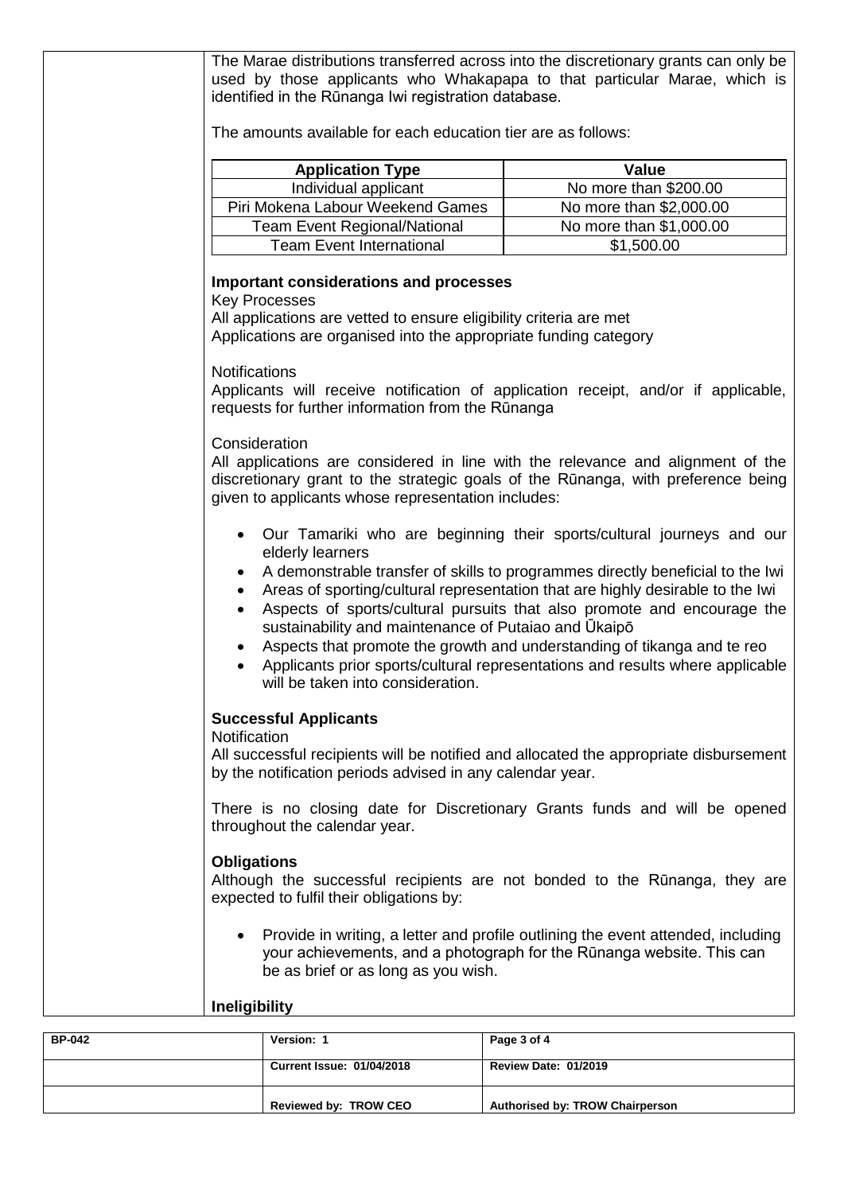The Marae distributions transferred across into the discretionary grants can only be used by those applicants who Whakapapa to that particular Marae, which is identified in the Rūnanga Iwi registration database.

The amounts available for each education tier are as follows:

| Application Type | Value |
|---|---|
| Individual applicant | No more than $200.00 |
| Piri Mokena Labour Weekend Games | No more than $2,000.00 |
| Team Event Regional/National | No more than $1,000.00 |
| Team Event International | $1,500.00 |

**Important considerations and processes**

Key Processes

All applications are vetted to ensure eligibility criteria are met

Applications are organised into the appropriate funding category

Notifications

Applicants will receive notification of application receipt, and/or if applicable, requests for further information from the Rūnanga

Consideration

All applications are considered in line with the relevance and alignment of the discretionary grant to the strategic goals of the Rūnanga, with preference being given to applicants whose representation includes:

- Our Tamariki who are beginning their sports/cultural journeys and our elderly learners
- A demonstrable transfer of skills to programmes directly beneficial to the Iwi
- Areas of sporting/cultural representation that are highly desirable to the Iwi
- Aspects of sports/cultural pursuits that also promote and encourage the sustainability and maintenance of Putaiao and Ūkaipō
- Aspects that promote the growth and understanding of tikanga and te reo
- Applicants prior sports/cultural representations and results where applicable will be taken into consideration.

**Successful Applicants**

Notification

All successful recipients will be notified and allocated the appropriate disbursement by the notification periods advised in any calendar year.

There is no closing date for Discretionary Grants funds and will be opened throughout the calendar year.

**Obligations**

Although the successful recipients are not bonded to the Rūnanga, they are expected to fulfil their obligations by:

- Provide in writing, a letter and profile outlining the event attended, including your achievements, and a photograph for the Rūnanga website. This can be as brief or as long as you wish.

**Ineligibility**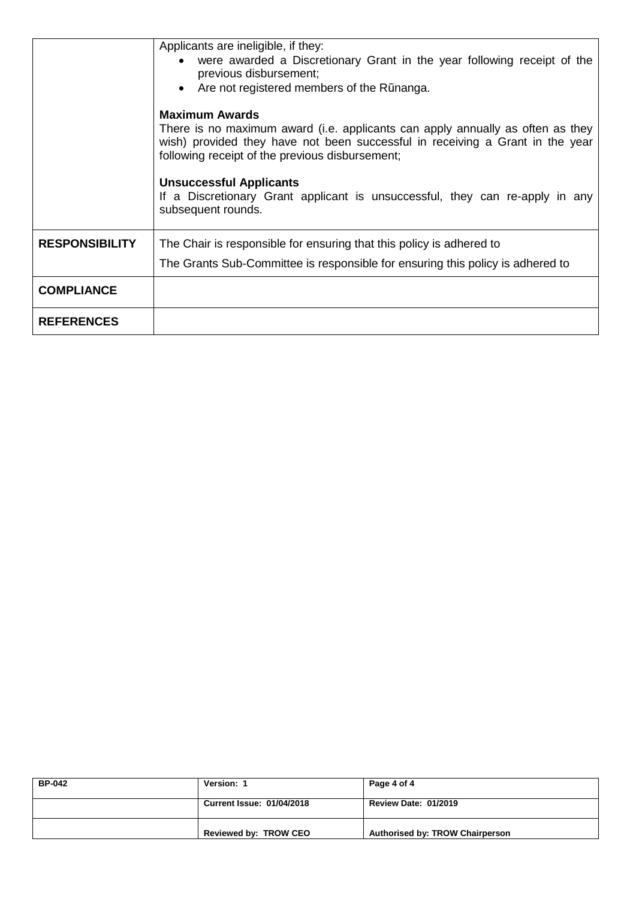| | |
|---|---|
| | Applicants are ineligible, if they:<br>• were awarded a Discretionary Grant in the year following receipt of the previous disbursement;<br>• Are not registered members of the Rūnanga.<br><br>**Maximum Awards**<br>There is no maximum award (i.e. applicants can apply annually as often as they wish) provided they have not been successful in receiving a Grant in the year following receipt of the previous disbursement;<br><br>**Unsuccessful Applicants**<br>If a Discretionary Grant applicant is unsuccessful, they can re-apply in any subsequent rounds. |
| **RESPONSIBILITY** | The Chair is responsible for ensuring that this policy is adhered to<br><br>The Grants Sub-Committee is responsible for ensuring this policy is adhered to |
| **COMPLIANCE** | |
| **REFERENCES** | |

| | | |
|---|---|---|
| **BP-042** | **Version: 1** | |
| | **Current Issue: 01/04/2018** | **Review Date: 01/2019** |
| | **Reviewed by: TROW CEO** | **Authorised by: TROW Chairperson** |